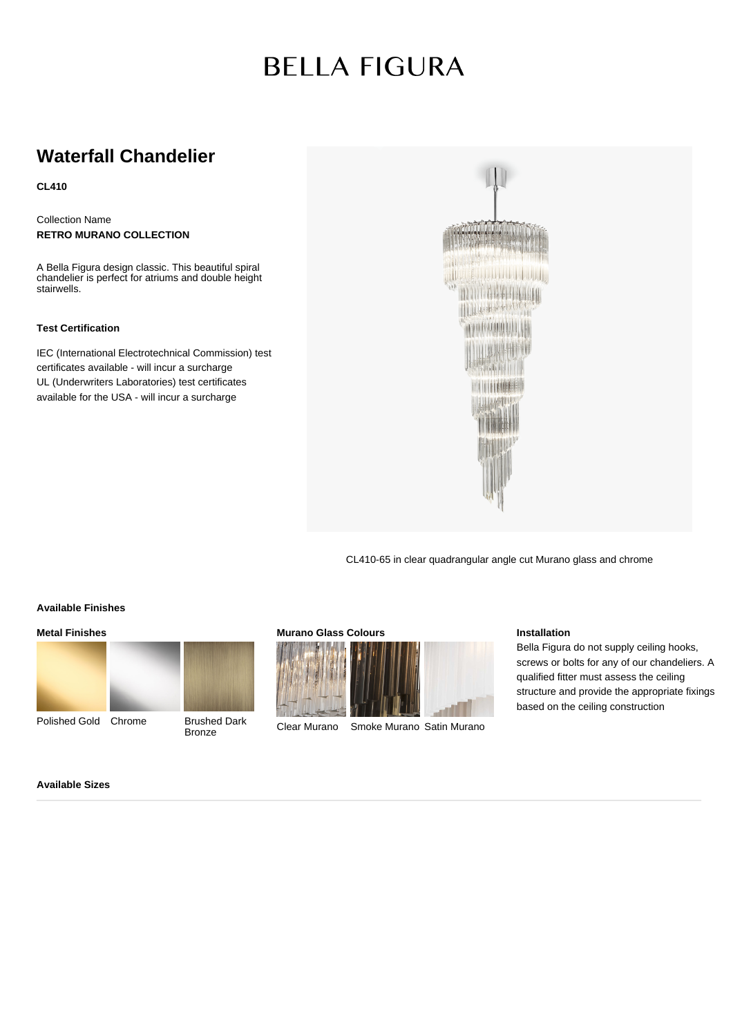BELLA FIGURA

# Waterfall Chandelier

**CL410**

Collection Name
**RETRO MURANO COLLECTION**

A Bella Figura design classic. This beautiful spiral chandelier is perfect for atriums and double height stairwells.

### Test Certification

IEC (International Electrotechnical Commission) test certificates available - will incur a surcharge
UL (Underwriters Laboratories) test certificates available for the USA - will incur a surcharge

CL410-65 in clear quadrangular angle cut Murano glass and chrome

### Available Finishes

**Metal Finishes**

Polished Gold
Chrome
Brushed Dark Bronze

**Murano Glass Colours**

Clear Murano
Smoke Murano
Satin Murano

**Installation**

Bella Figura do not supply ceiling hooks, screws or bolts for any of our chandeliers. A qualified fitter must assess the ceiling structure and provide the appropriate fixings based on the ceiling construction

### Available Sizes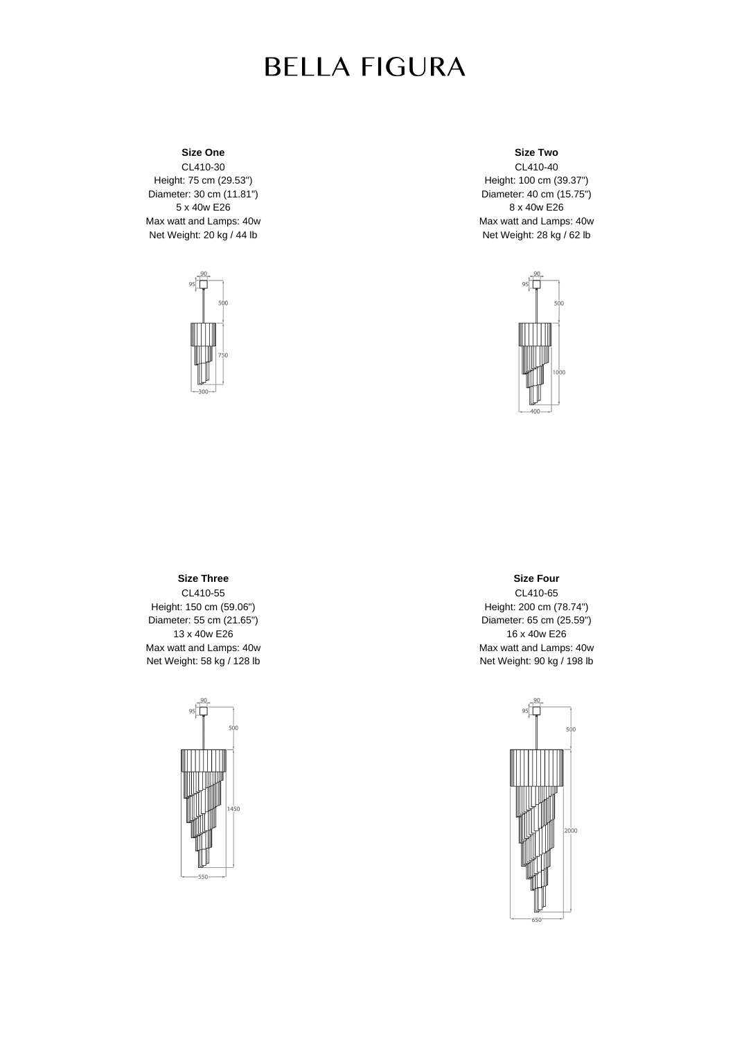# BELLA FIGURA

**Size One**

CL410-30
Height: 75 cm (29.53")
Diameter: 30 cm (11.81")
5 x 40w E26
Max watt and Lamps: 40w
Net Weight: 20 kg / 44 lb

**Size Two**

CL410-40
Height: 100 cm (39.37")
Diameter: 40 cm (15.75")
8 x 40w E26
Max watt and Lamps: 40w
Net Weight: 28 kg / 62 lb

**Size Three**

CL410-55
Height: 150 cm (59.06")
Diameter: 55 cm (21.65")
13 x 40w E26
Max watt and Lamps: 40w
Net Weight: 58 kg / 128 lb

**Size Four**

CL410-65
Height: 200 cm (78.74")
Diameter: 65 cm (25.59")
16 x 40w E26
Max watt and Lamps: 40w
Net Weight: 90 kg / 198 lb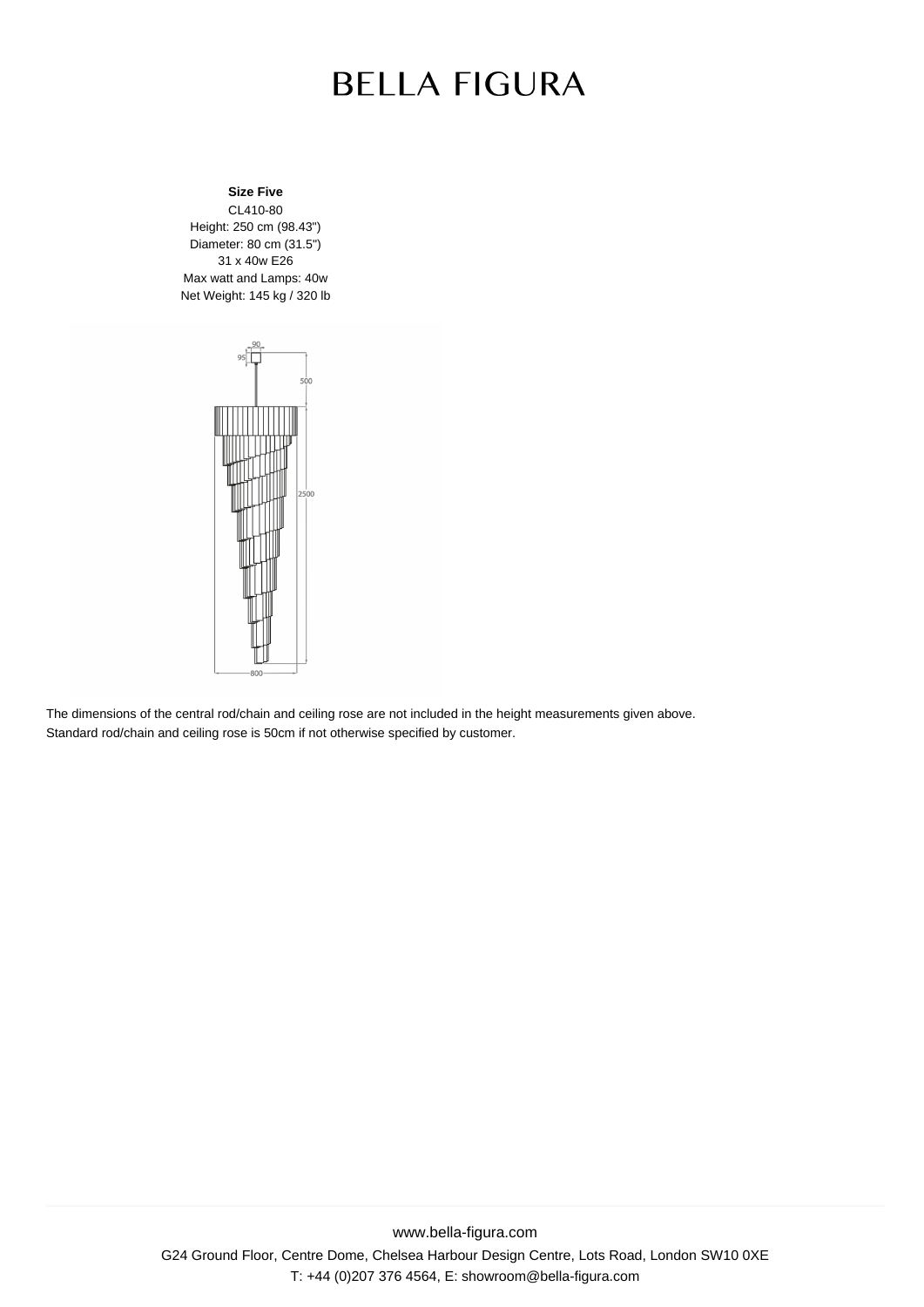**Size Five**

CL410-80
Height: 250 cm (98.43")
Diameter: 80 cm (31.5")
31 x 40w E26
Max watt and Lamps: 40w
Net Weight: 145 kg / 320 lb

90
95
500
2500
800

The dimensions of the central rod/chain and ceiling rose are not included in the height measurements given above.
Standard rod/chain and ceiling rose is 50cm if not otherwise specified by customer.